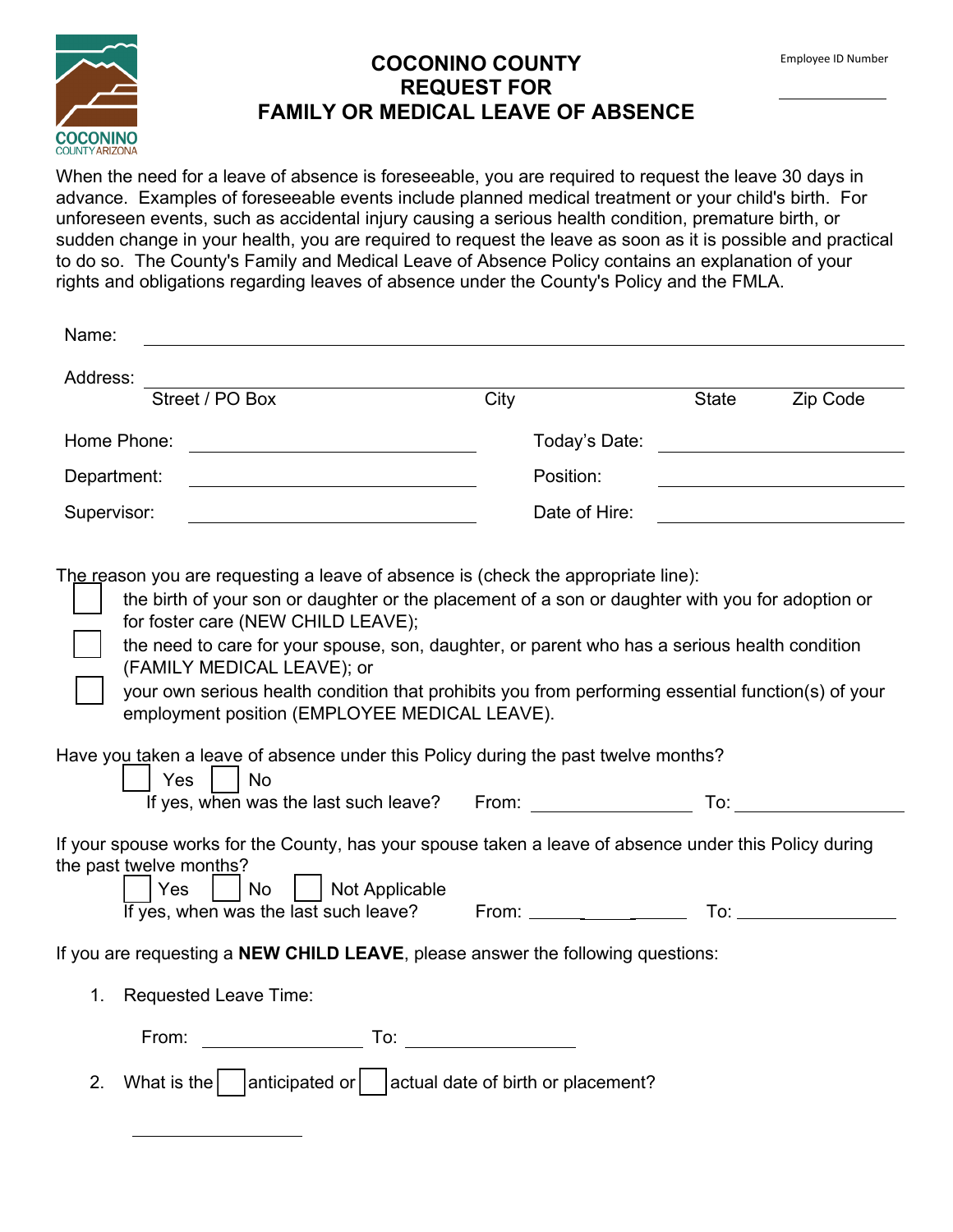Employee ID Number

___________

# COCONINO COUNTY
# REQUEST FOR
# FAMILY OR MEDICAL LEAVE OF ABSENCE

When the need for a leave of absence is foreseeable, you are required to request the leave 30 days in advance. Examples of foreseeable events include planned medical treatment or your child's birth. For unforeseen events, such as accidental injury causing a serious health condition, premature birth, or sudden change in your health, you are required to request the leave as soon as it is possible and practical to do so. The County's Family and Medical Leave of Absence Policy contains an explanation of your rights and obligations regarding leaves of absence under the County's Policy and the FMLA.

Name: ___________________________________________

Address: ___________________________________________
Street / PO Box　　City　　State　　Zip Code

Home Phone: _______________　　Today's Date: _______________

Department: _______________　　Position: _______________

Supervisor: _______________　　Date of Hire: _______________

The reason you are requesting a leave of absence is (check the appropriate line):

☐ the birth of your son or daughter or the placement of a son or daughter with you for adoption or for foster care (NEW CHILD LEAVE);

☐ the need to care for your spouse, son, daughter, or parent who has a serious health condition (FAMILY MEDICAL LEAVE); or

☐ your own serious health condition that prohibits you from performing essential function(s) of your employment position (EMPLOYEE MEDICAL LEAVE).

Have you taken a leave of absence under this Policy during the past twelve months?

☐ Yes ☐ No

If yes, when was the last such leave? From: _______________ To: _______________

If your spouse works for the County, has your spouse taken a leave of absence under this Policy during the past twelve months?

☐ Yes ☐ No ☐ Not Applicable

If yes, when was the last such leave? From: _______________ To: _______________

If you are requesting a **NEW CHILD LEAVE**, please answer the following questions:

1. Requested Leave Time:

   From: _______________ To: _______________

2. What is the ☐ anticipated or ☐ actual date of birth or placement?

   _______________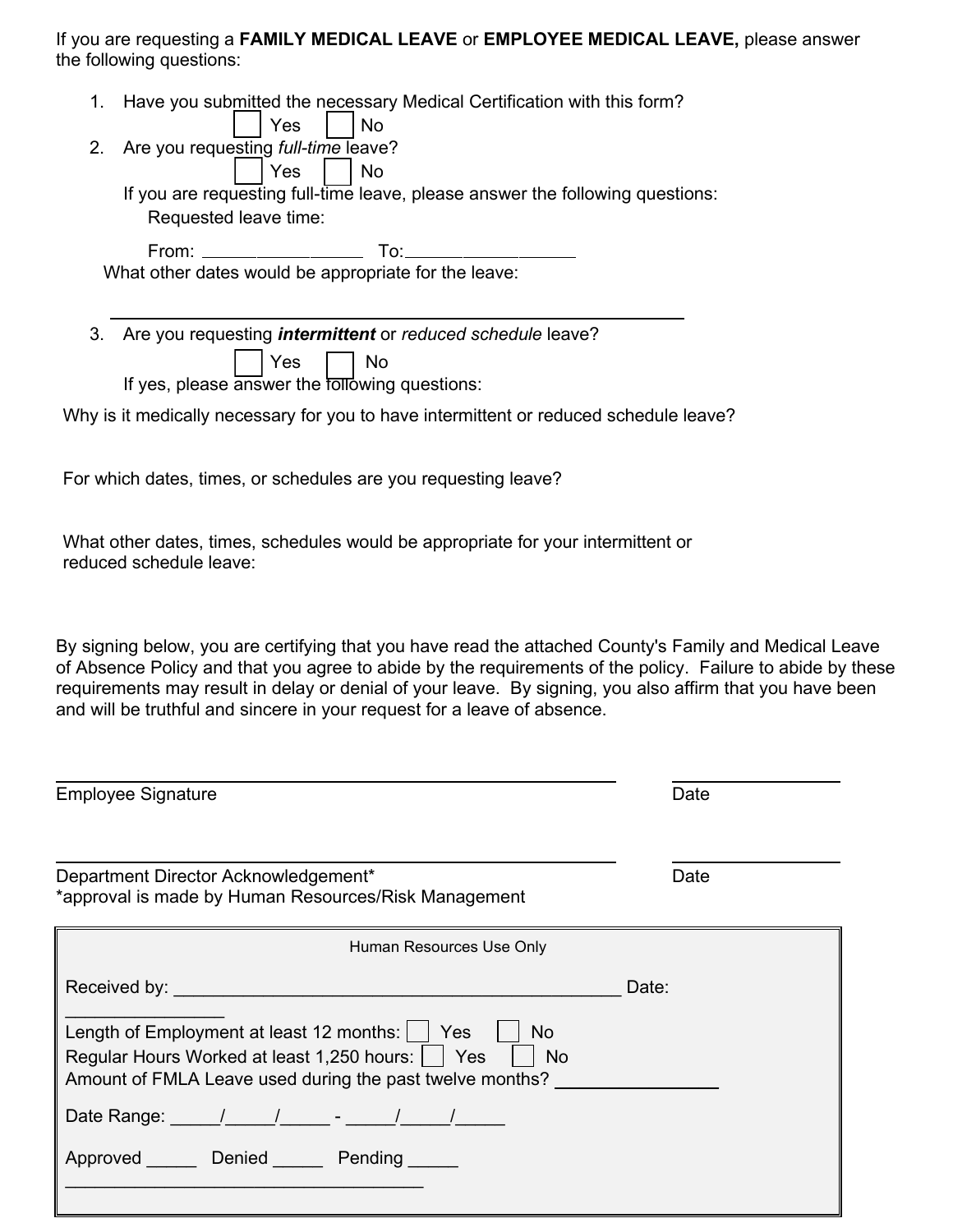If you are requesting a **FAMILY MEDICAL LEAVE** or **EMPLOYEE MEDICAL LEAVE,** please answer the following questions:

1. Have you submitted the necessary Medical Certification with this form?

   ☐ Yes ☐ No

2. Are you requesting *full-time* leave?

   ☐ Yes ☐ No

   If you are requesting full-time leave, please answer the following questions:

   Requested leave time:

   From: ________________ To: ________________

   What other dates would be appropriate for the leave:

   ________________________________________________

3. Are you requesting ***intermittent*** or *reduced schedule* leave?

   ☐ Yes ☐ No

   If yes, please answer the following questions:

Why is it medically necessary for you to have intermittent or reduced schedule leave?

For which dates, times, or schedules are you requesting leave?

What other dates, times, schedules would be appropriate for your intermittent or reduced schedule leave:

By signing below, you are certifying that you have read the attached County's Family and Medical Leave of Absence Policy and that you agree to abide by the requirements of the policy. Failure to abide by these requirements may result in delay or denial of your leave. By signing, you also affirm that you have been and will be truthful and sincere in your request for a leave of absence.

________________________________________ ________________

Employee Signature Date

________________________________________ ________________

Department Director Acknowledgement* Date

*approval is made by Human Resources/Risk Management

---

Human Resources Use Only

Received by: ________________________________________ Date: ________________

Length of Employment at least 12 months: ☐ Yes ☐ No

Regular Hours Worked at least 1,250 hours: ☐ Yes ☐ No

Amount of FMLA Leave used during the past twelve months? ________________

Date Range: _____/_____/_____ - _____/_____/_____

Approved _____ Denied _____ Pending _____

________________________________________